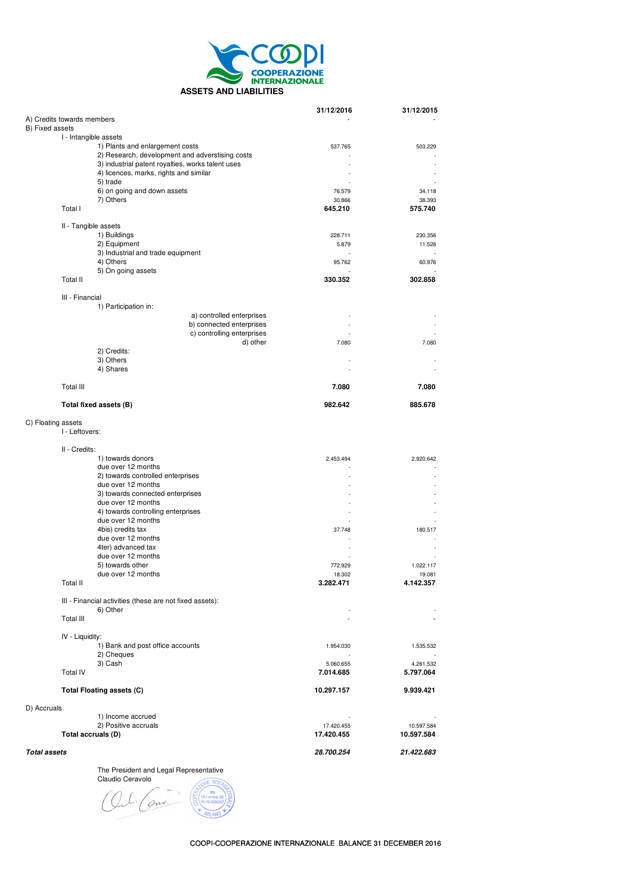COOPI COOPERAZIONE INTERNAZIONALE

## ASSETS AND LIABILITIES

| | 31/12/2016 | 31/12/2015 |
|---|---|---|
| A) Credits towards members | - | - |
| B) Fixed assets | | |
| I - Intangible assets | | |
| 1) Plants and enlargement costs | 537.765 | 503.229 |
| 2) Research, development and adverstising costs | - | - |
| 3) industrial patent royalties, works talent uses | - | - |
| 4) licences, marks, rights and similar | - | - |
| 5) trade | - | - |
| 6) on going and down assets | 76.579 | 34.118 |
| 7) Others | 30.866 | 38.393 |
| **Total I** | **645.210** | **575.740** |
| II - Tangible assets | | |
| 1) Buildings | 228.711 | 230.356 |
| 2) Equipment | 5.879 | 11.526 |
| 3) Industrial and trade equipment | - | - |
| 4) Others | 95.762 | 60.976 |
| 5) On going assets | - | - |
| **Total II** | **330.352** | **302.858** |
| III - Financial | | |
| 1) Participation in: | | |
| a) controlled enterprises | - | - |
| b) connected enterprises | - | - |
| c) controlling enterprises | - | - |
| d) other | 7.080 | 7.080 |
| 2) Credits: | | |
| 3) Others | - | - |
| 4) Shares | - | - |
| **Total III** | **7.080** | **7.080** |
| **Total fixed assets (B)** | **982.642** | **885.678** |
| C) Floating assets | | |
| I - Leftovers: | | |
| II - Credits: | | |
| 1) towards donors | 2.453.494 | 2.920.642 |
| due over 12 months | - | - |
| 2) towards controlled enterprises | - | - |
| due over 12 months | - | - |
| 3) towards connected enterprises | - | - |
| due over 12 months | - | - |
| 4) towards controlling enterprises | - | - |
| due over 12 months | - | - |
| 4bis) credits tax | 37.748 | 180.517 |
| due over 12 months | - | - |
| 4ter) advanced tax | - | - |
| due over 12 months | - | - |
| 5) towards other | 772.929 | 1.022.117 |
| due over 12 months | 18.302 | 19.081 |
| **Total II** | **3.282.471** | **4.142.357** |
| III - Financial activities (these are not fixed assets): | | |
| 6) Other | - | - |
| Total III | - | - |
| IV - Liquidity: | | |
| 1) Bank and post office accounts | 1.954.030 | 1.535.532 |
| 2) Cheques | - | - |
| 3) Cash | 5.060.655 | 4.261.532 |
| **Total IV** | **7.014.685** | **5.797.064** |
| **Total Floating assets (C)** | **10.297.157** | **9.939.421** |
| D) Accruals | | |
| 1) Income accrued | - | - |
| 2) Positive accruals | 17.420.455 | 10.597.584 |
| **Total accruals (D)** | **17.420.455** | **10.597.584** |
| ***Total assets*** | ***28.700.254*** | ***21.422.683*** |

The President and Legal Representative
Claudio Ceravolo

COOPI-COOPERAZIONE INTERNAZIONALE BALANCE 31 DECEMBER 2016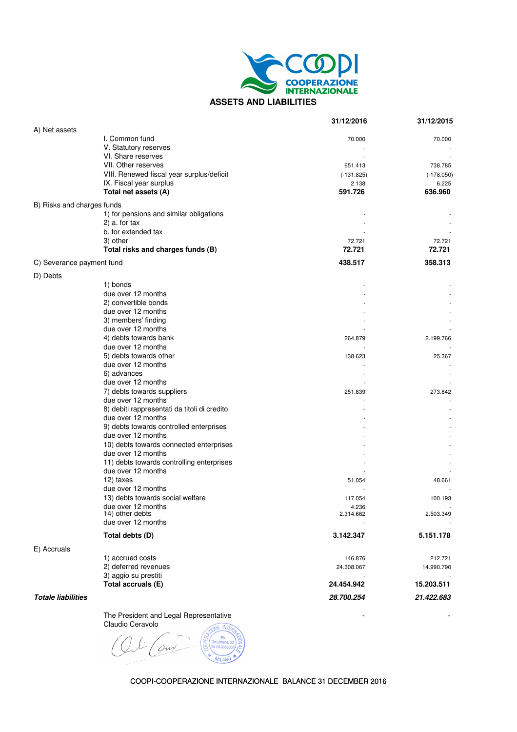# ASSETS AND LIABILITIES

| | | 31/12/2016 | 31/12/2015 |
|---|---|---|---|
| A) Net assets | | | |
| | I. Common fund | 70.000 | 70.000 |
| | V. Statutory reserves | - | - |
| | VI. Share reserves | - | - |
| | VII. Other reserves | 651.413 | 738.785 |
| | VIII. Renewed fiscal year surplus/deficit | (-131.825) | (-178.050) |
| | IX. Fiscal year surplus | 2.138 | 6.225 |
| | **Total net assets (A)** | **591.726** | **636.960** |
| B) Risks and charges funds | | | |
| | 1) for pensions and similar obligations | - | - |
| | 2) a. for tax | - | - |
| | b. for extended tax | - | - |
| | 3) other | 72.721 | 72.721 |
| | **Total risks and charges funds (B)** | **72.721** | **72.721** |
| C) Severance payment fund | | **438.517** | **358.313** |
| D) Debts | | | |
| | 1) bonds | - | - |
| | due over 12 months | - | - |
| | 2) convertible bonds | - | - |
| | due over 12 months | - | - |
| | 3) members' finding | - | - |
| | due over 12 months | - | - |
| | 4) debts towards bank | 264.879 | 2.199.766 |
| | due over 12 months | - | - |
| | 5) debts towards other | 138.623 | 25.367 |
| | due over 12 months | - | - |
| | 6) advances | - | - |
| | due over 12 months | - | - |
| | 7) debts towards suppliers | 251.839 | 273.842 |
| | due over 12 months | - | - |
| | 8) debiti rappresentati da titoli di credito | - | - |
| | due over 12 months | - | - |
| | 9) debts towards controlled enterprises | - | - |
| | due over 12 months | - | - |
| | 10) debts towards connected enterprises | - | - |
| | due over 12 months | - | - |
| | 11) debts towards controlling enterprises | - | - |
| | due over 12 months | - | - |
| | 12) taxes | 51.054 | 48.661 |
| | due over 12 months | - | - |
| | 13) debts towards social welfare | 117.054 | 100.193 |
| | due over 12 months | 4.236 | - |
| | 14) other debts | 2.314.662 | 2.503.349 |
| | due over 12 months | - | - |
| | **Total debts (D)** | **3.142.347** | **5.151.178** |
| E) Accruals | | | |
| | 1) accrued costs | 146.876 | 212.721 |
| | 2) deferred revenues | 24.308.067 | 14.990.790 |
| | 3) aggio su prestiti | - | - |
| | **Total accruals (E)** | **24.454.942** | **15.203.511** |
| ***Totale liabilities*** | | ***28.700.254*** | ***21.422.683*** |
| | | - | - |

The President and Legal Representative
Claudio Ceravolo

COOPI-COOPERAZIONE INTERNAZIONALE BALANCE 31 DECEMBER 2016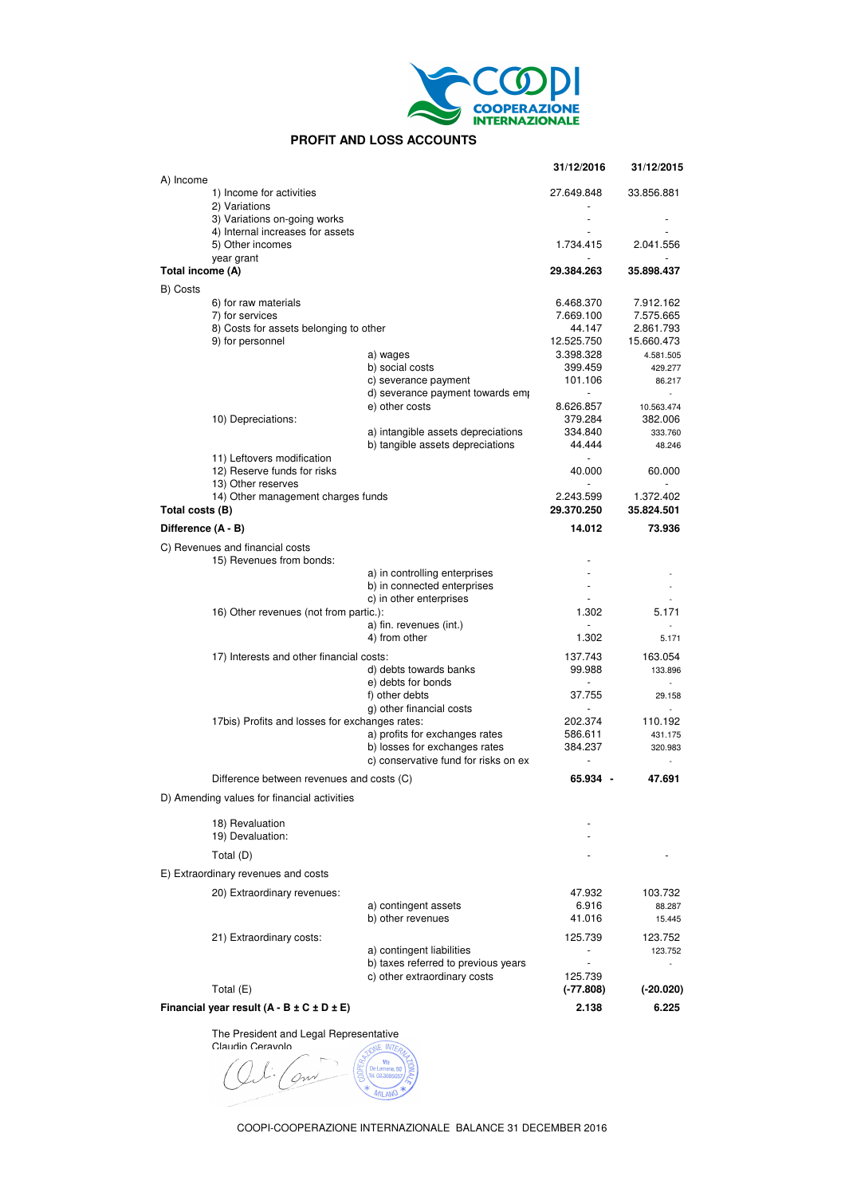## PROFIT AND LOSS ACCOUNTS

| | | 31/12/2016 | 31/12/2015 |
|---|---|---|---|
| A) Income | | | |
| 1) Income for activities | | 27.649.848 | 33.856.881 |
| 2) Variations | | - | |
| 3) Variations on-going works | | - | - |
| 4) Internal increases for assets | | - | - |
| 5) Other incomes | | 1.734.415 | 2.041.556 |
| year grant | | - | - |
| **Total income (A)** | | **29.384.263** | **35.898.437** |
| B) Costs | | | |
| 6) for raw materials | | 6.468.370 | 7.912.162 |
| 7) for services | | 7.669.100 | 7.575.665 |
| 8) Costs for assets belonging to other | | 44.147 | 2.861.793 |
| 9) for personnel | | 12.525.750 | 15.660.473 |
| | a) wages | 3.398.328 | 4.581.505 |
| | b) social costs | 399.459 | 429.277 |
| | c) severance payment | 101.106 | 86.217 |
| | d) severance payment towards emp | - | - |
| | e) other costs | 8.626.857 | 10.563.474 |
| 10) Depreciations: | | 379.284 | 382.006 |
| | a) intangible assets depreciations | 334.840 | 333.760 |
| | b) tangible assets depreciations | 44.444 | 48.246 |
| 11) Leftovers modification | | - | |
| 12) Reserve funds for risks | | 40.000 | 60.000 |
| 13) Other reserves | | - | - |
| 14) Other management charges funds | | 2.243.599 | 1.372.402 |
| **Total costs (B)** | | **29.370.250** | **35.824.501** |
| **Difference (A - B)** | | **14.012** | **73.936** |
| C) Revenues and financial costs | | | |
| 15) Revenues from bonds: | | - | |
| | a) in controlling enterprises | - | - |
| | b) in connected enterprises | - | - |
| | c) in other enterprises | - | - |
| 16) Other revenues (not from partic.): | | 1.302 | 5.171 |
| | a) fin. revenues (int.) | - | - |
| | 4) from other | 1.302 | 5.171 |
| 17) Interests and other financial costs: | | 137.743 | 163.054 |
| | d) debts towards banks | 99.988 | 133.896 |
| | e) debts for bonds | - | - |
| | f) other debts | 37.755 | 29.158 |
| | g) other financial costs | - | - |
| 17bis) Profits and losses for exchanges rates: | | 202.374 | 110.192 |
| | a) profits for exchanges rates | 586.611 | 431.175 |
| | b) losses for exchanges rates | 384.237 | 320.983 |
| | c) conservative fund for risks on ex | - | - |
| Difference between revenues and costs (C) | | **65.934** | **- 47.691** |
| D) Amending values for financial activities | | | |
| 18) Revaluation | | - | |
| 19) Devaluation: | | - | |
| Total (D) | | - | - |
| E) Extraordinary revenues and costs | | | |
| 20) Extraordinary revenues: | | 47.932 | 103.732 |
| | a) contingent assets | 6.916 | 88.287 |
| | b) other revenues | 41.016 | 15.445 |
| 21) Extraordinary costs: | | 125.739 | 123.752 |
| | a) contingent liabilities | - | 123.752 |
| | b) taxes referred to previous years | - | - |
| | c) other extraordinary costs | 125.739 | |
| Total (E) | | **(-77.808)** | **(-20.020)** |
| **Financial year result (A - B ± C ± D ± E)** | | **2.138** | **6.225** |

The President and Legal Representative
Claudio Ceravolo

COOPI-COOPERAZIONE INTERNAZIONALE BALANCE 31 DECEMBER 2016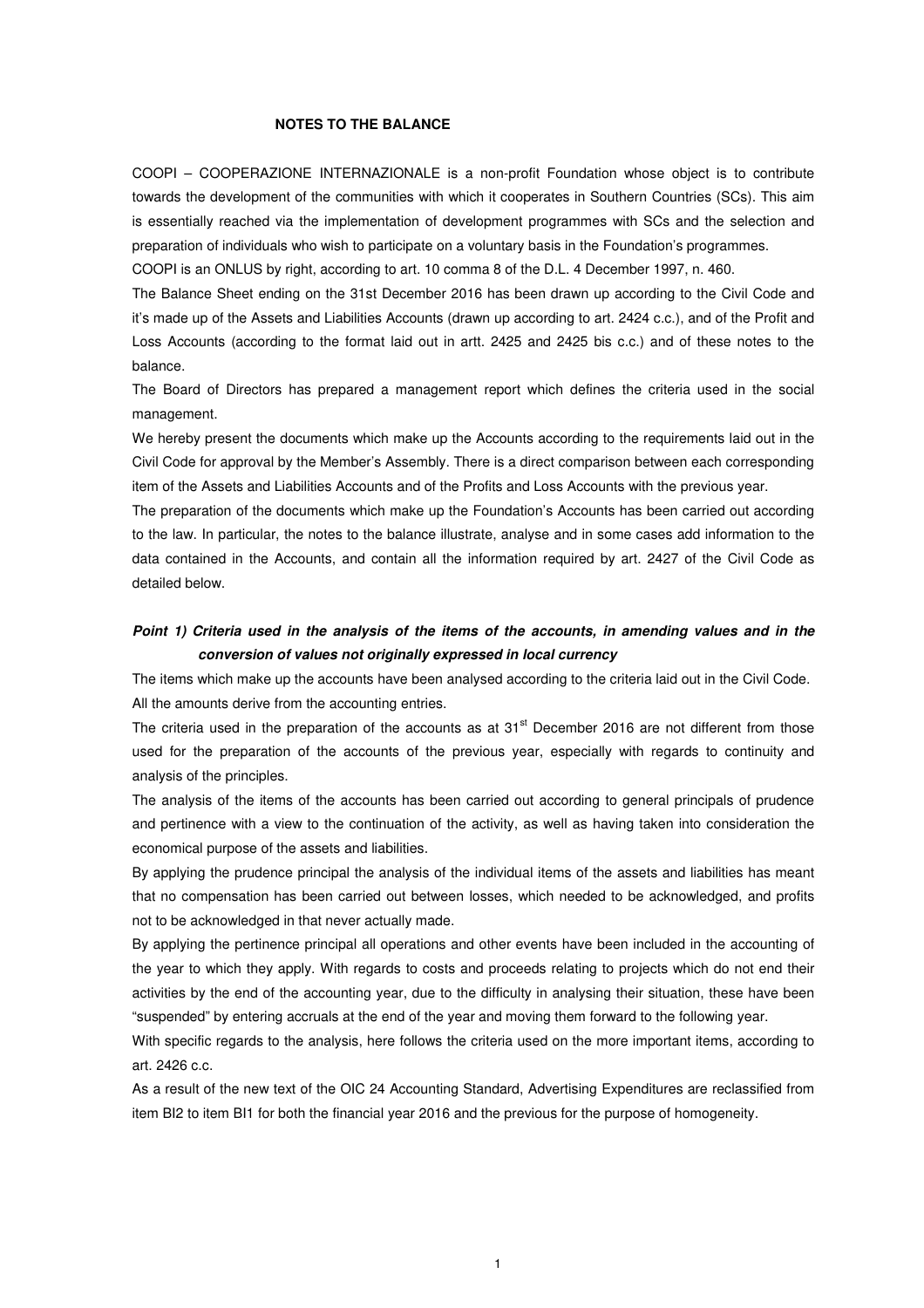**NOTES TO THE BALANCE**

COOPI – COOPERAZIONE INTERNAZIONALE is a non-profit Foundation whose object is to contribute towards the development of the communities with which it cooperates in Southern Countries (SCs). This aim is essentially reached via the implementation of development programmes with SCs and the selection and preparation of individuals who wish to participate on a voluntary basis in the Foundation's programmes.

COOPI is an ONLUS by right, according to art. 10 comma 8 of the D.L. 4 December 1997, n. 460.

The Balance Sheet ending on the 31st December 2016 has been drawn up according to the Civil Code and it's made up of the Assets and Liabilities Accounts (drawn up according to art. 2424 c.c.), and of the Profit and Loss Accounts (according to the format laid out in artt. 2425 and 2425 bis c.c.) and of these notes to the balance.

The Board of Directors has prepared a management report which defines the criteria used in the social management.

We hereby present the documents which make up the Accounts according to the requirements laid out in the Civil Code for approval by the Member's Assembly. There is a direct comparison between each corresponding item of the Assets and Liabilities Accounts and of the Profits and Loss Accounts with the previous year.

The preparation of the documents which make up the Foundation's Accounts has been carried out according to the law. In particular, the notes to the balance illustrate, analyse and in some cases add information to the data contained in the Accounts, and contain all the information required by art. 2427 of the Civil Code as detailed below.

***Point 1) Criteria used in the analysis of the items of the accounts, in amending values and in the conversion of values not originally expressed in local currency***

The items which make up the accounts have been analysed according to the criteria laid out in the Civil Code. All the amounts derive from the accounting entries.

The criteria used in the preparation of the accounts as at 31st December 2016 are not different from those used for the preparation of the accounts of the previous year, especially with regards to continuity and analysis of the principles.

The analysis of the items of the accounts has been carried out according to general principals of prudence and pertinence with a view to the continuation of the activity, as well as having taken into consideration the economical purpose of the assets and liabilities.

By applying the prudence principal the analysis of the individual items of the assets and liabilities has meant that no compensation has been carried out between losses, which needed to be acknowledged, and profits not to be acknowledged in that never actually made.

By applying the pertinence principal all operations and other events have been included in the accounting of the year to which they apply. With regards to costs and proceeds relating to projects which do not end their activities by the end of the accounting year, due to the difficulty in analysing their situation, these have been "suspended" by entering accruals at the end of the year and moving them forward to the following year.

With specific regards to the analysis, here follows the criteria used on the more important items, according to art. 2426 c.c.

As a result of the new text of the OIC 24 Accounting Standard, Advertising Expenditures are reclassified from item BI2 to item BI1 for both the financial year 2016 and the previous for the purpose of homogeneity.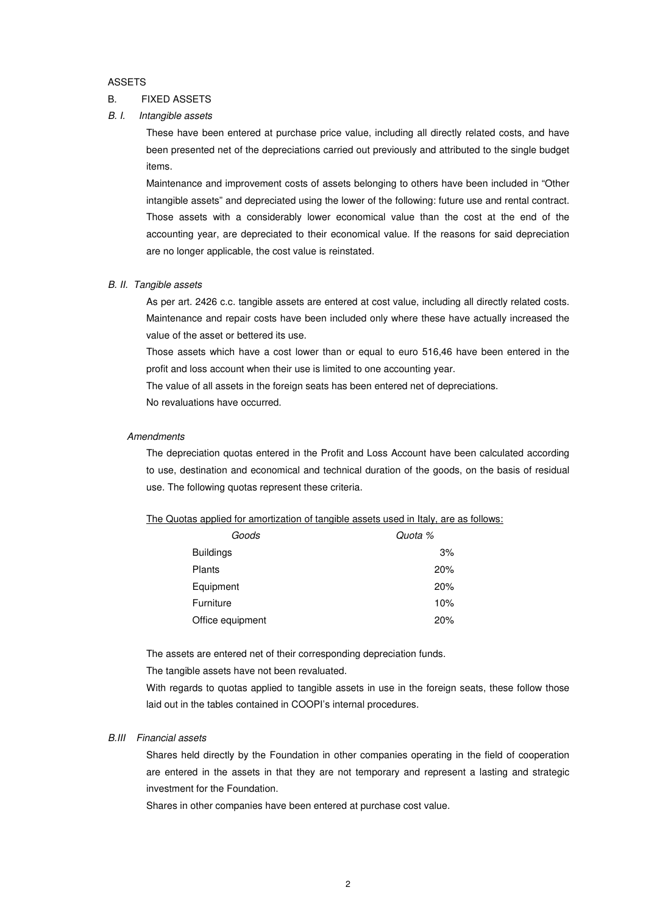ASSETS

B. FIXED ASSETS

*B. I. Intangible assets*

These have been entered at purchase price value, including all directly related costs, and have been presented net of the depreciations carried out previously and attributed to the single budget items.

Maintenance and improvement costs of assets belonging to others have been included in "Other intangible assets" and depreciated using the lower of the following: future use and rental contract. Those assets with a considerably lower economical value than the cost at the end of the accounting year, are depreciated to their economical value. If the reasons for said depreciation are no longer applicable, the cost value is reinstated.

*B. II. Tangible assets*

As per art. 2426 c.c. tangible assets are entered at cost value, including all directly related costs. Maintenance and repair costs have been included only where these have actually increased the value of the asset or bettered its use.

Those assets which have a cost lower than or equal to euro 516,46 have been entered in the profit and loss account when their use is limited to one accounting year.

The value of all assets in the foreign seats has been entered net of depreciations.

No revaluations have occurred.

*Amendments*

The depreciation quotas entered in the Profit and Loss Account have been calculated according to use, destination and economical and technical duration of the goods, on the basis of residual use. The following quotas represent these criteria.

The Quotas applied for amortization of tangible assets used in Italy, are as follows:

| *Goods* | *Quota %* |
|---|---|
| Buildings | 3% |
| Plants | 20% |
| Equipment | 20% |
| Furniture | 10% |
| Office equipment | 20% |

The assets are entered net of their corresponding depreciation funds.

The tangible assets have not been revaluated.

With regards to quotas applied to tangible assets in use in the foreign seats, these follow those laid out in the tables contained in COOPI's internal procedures.

*B.III Financial assets*

Shares held directly by the Foundation in other companies operating in the field of cooperation are entered in the assets in that they are not temporary and represent a lasting and strategic investment for the Foundation.

Shares in other companies have been entered at purchase cost value.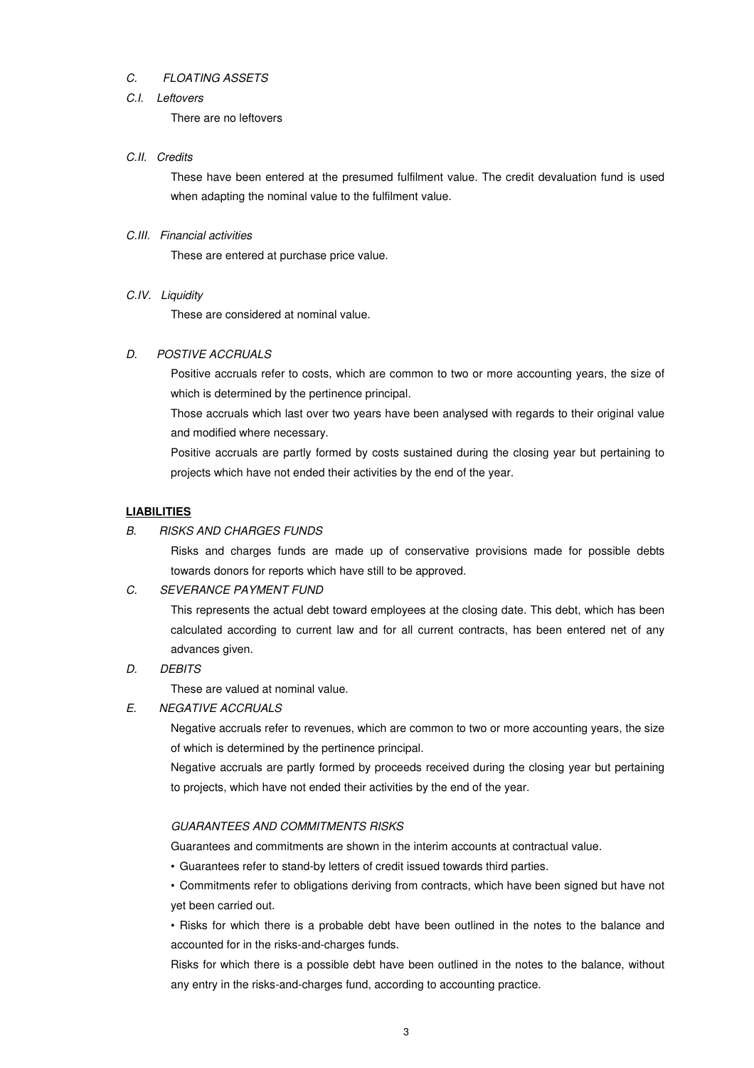*C. FLOATING ASSETS*

*C.I. Leftovers*

There are no leftovers

*C.II. Credits*

These have been entered at the presumed fulfilment value. The credit devaluation fund is used when adapting the nominal value to the fulfilment value.

*C.III. Financial activities*

These are entered at purchase price value.

*C.IV. Liquidity*

These are considered at nominal value.

*D. POSTIVE ACCRUALS*

Positive accruals refer to costs, which are common to two or more accounting years, the size of which is determined by the pertinence principal.

Those accruals which last over two years have been analysed with regards to their original value and modified where necessary.

Positive accruals are partly formed by costs sustained during the closing year but pertaining to projects which have not ended their activities by the end of the year.

**LIABILITIES**

*B. RISKS AND CHARGES FUNDS*

Risks and charges funds are made up of conservative provisions made for possible debts towards donors for reports which have still to be approved.

*C. SEVERANCE PAYMENT FUND*

This represents the actual debt toward employees at the closing date. This debt, which has been calculated according to current law and for all current contracts, has been entered net of any advances given.

*D. DEBITS*

These are valued at nominal value.

*E. NEGATIVE ACCRUALS*

Negative accruals refer to revenues, which are common to two or more accounting years, the size of which is determined by the pertinence principal.

Negative accruals are partly formed by proceeds received during the closing year but pertaining to projects, which have not ended their activities by the end of the year.

*GUARANTEES AND COMMITMENTS RISKS*

Guarantees and commitments are shown in the interim accounts at contractual value.

• Guarantees refer to stand-by letters of credit issued towards third parties.

• Commitments refer to obligations deriving from contracts, which have been signed but have not yet been carried out.

• Risks for which there is a probable debt have been outlined in the notes to the balance and accounted for in the risks-and-charges funds.

Risks for which there is a possible debt have been outlined in the notes to the balance, without any entry in the risks-and-charges fund, according to accounting practice.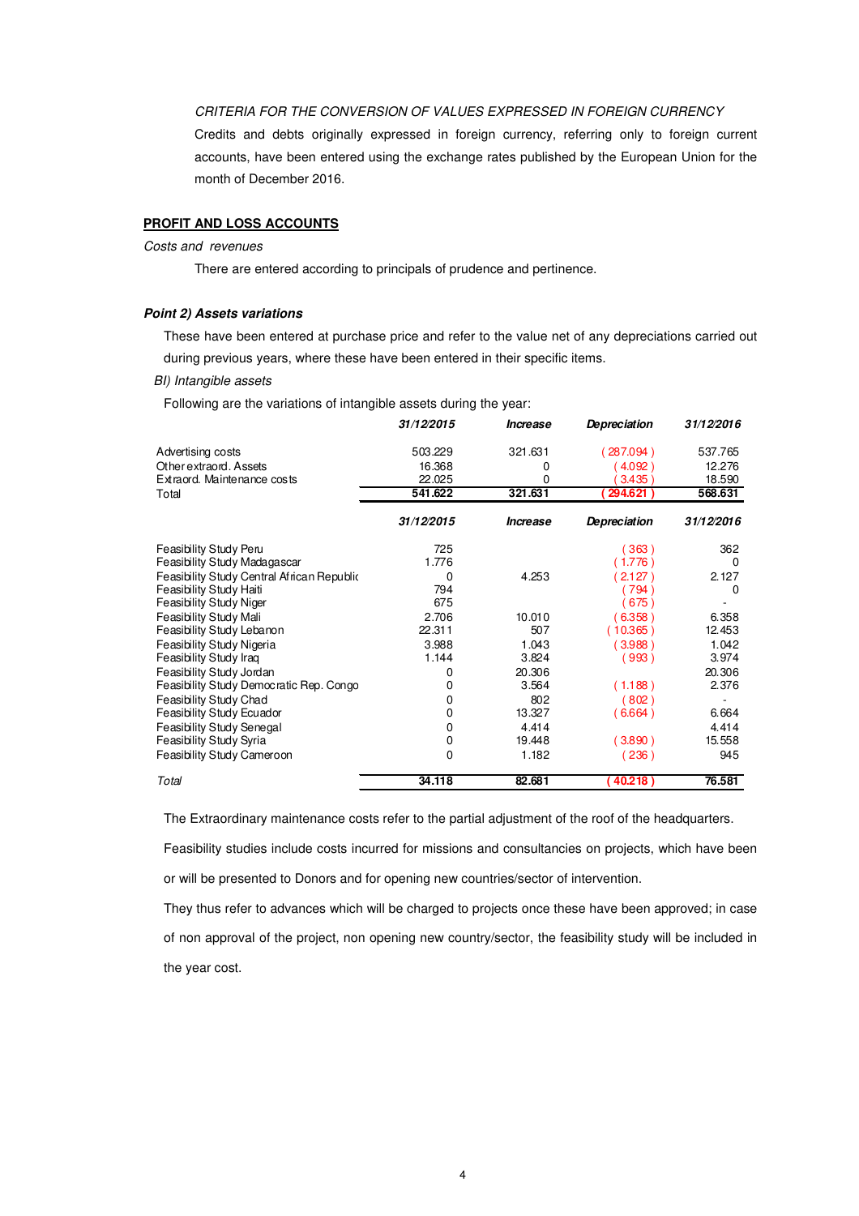*CRITERIA FOR THE CONVERSION OF VALUES EXPRESSED IN FOREIGN CURRENCY*

Credits and debts originally expressed in foreign currency, referring only to foreign current accounts, have been entered using the exchange rates published by the European Union for the month of December 2016.

**PROFIT AND LOSS ACCOUNTS**

*Costs and revenues*

There are entered according to principals of prudence and pertinence.

***Point 2) Assets variations***

These have been entered at purchase price and refer to the value net of any depreciations carried out during previous years, where these have been entered in their specific items.

*BI) Intangible assets*

Following are the variations of intangible assets during the year:

| | *31/12/2015* | *Increase* | *Depreciation* | *31/12/2016* |
|---|---|---|---|---|
| Advertising costs | 503.229 | 321.631 | ( 287.094 ) | 537.765 |
| Other extraord. Assets | 16.368 | 0 | ( 4.092 ) | 12.276 |
| Extraord. Maintenance costs | 22.025 | 0 | ( 3.435 ) | 18.590 |
| Total | **541.622** | **321.631** | **( 294.621 )** | **568.631** |

| | *31/12/2015* | *Increase* | *Depreciation* | *31/12/2016* |
|---|---|---|---|---|
| Feasibility Study Peru | 725 | | ( 363 ) | 362 |
| Feasibility Study Madagascar | 1.776 | | ( 1.776 ) | 0 |
| Feasibility Study Central African Republic | 0 | 4.253 | ( 2.127 ) | 2.127 |
| Feasibility Study Haiti | 794 | | ( 794 ) | 0 |
| Feasibility Study Niger | 675 | | ( 675 ) | - |
| Feasibility Study Mali | 2.706 | 10.010 | ( 6.358 ) | 6.358 |
| Feasibility Study Lebanon | 22.311 | 507 | ( 10.365 ) | 12.453 |
| Feasibility Study Nigeria | 3.988 | 1.043 | ( 3.988 ) | 1.042 |
| Feasibility Study Iraq | 1.144 | 3.824 | ( 993 ) | 3.974 |
| Feasibility Study Jordan | 0 | 20.306 | | 20.306 |
| Feasibility Study Democratic Rep. Congo | 0 | 3.564 | ( 1.188 ) | 2.376 |
| Feasibility Study Chad | 0 | 802 | ( 802 ) | - |
| Feasibility Study Ecuador | 0 | 13.327 | ( 6.664 ) | 6.664 |
| Feasibility Study Senegal | 0 | 4.414 | | 4.414 |
| Feasibility Study Syria | 0 | 19.448 | ( 3.890 ) | 15.558 |
| Feasibility Study Cameroon | 0 | 1.182 | ( 236 ) | 945 |
| *Total* | **34.118** | **82.681** | **( 40.218 )** | **76.581** |

The Extraordinary maintenance costs refer to the partial adjustment of the roof of the headquarters.

Feasibility studies include costs incurred for missions and consultancies on projects, which have been or will be presented to Donors and for opening new countries/sector of intervention.

They thus refer to advances which will be charged to projects once these have been approved; in case of non approval of the project, non opening new country/sector, the feasibility study will be included in the year cost.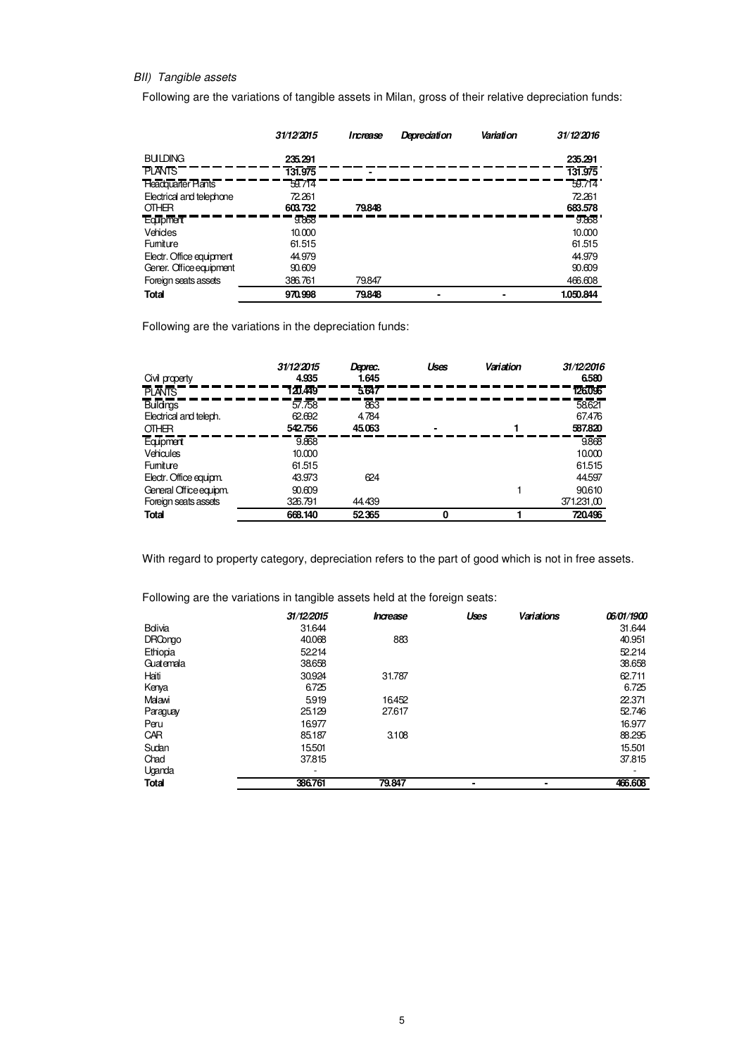*BII) Tangible assets*

Following are the variations of tangible assets in Milan, gross of their relative depreciation funds:

| | *31/12/2015* | *Increase* | *Depreciation* | *Variation* | *31/12/2016* |
|---|---|---|---|---|---|
| BUILDING | **235.291** | | | | **235.291** |
| PLANTS | **131.975** | - | | | **131.975** |
| Headquarter Plants | 59.714 | | | | 59.714 |
| Electrical and telephone | 72.261 | | | | 72.261 |
| OTHER | **603.732** | **79.848** | | | **683.578** |
| Equipment | 9.868 | | | | 9.868 |
| Vehicles | 10.000 | | | | 10.000 |
| Furniture | 61.515 | | | | 61.515 |
| Electr. Office equipment | 44.979 | | | | 44.979 |
| Gener. Office equipment | 90.609 | | | | 90.609 |
| Foreign seats assets | 386.761 | 79.847 | | | 466.608 |
| **Total** | **970.998** | **79.848** | - | - | **1.050.844** |

Following are the variations in the depreciation funds:

| | *31/12/2015* | *Deprec.* | *Uses* | *Variation* | *31/12/2016* |
|---|---|---|---|---|---|
| Civil property | **4.935** | **1.645** | | | **6.580** |
| PLANTS | **120.449** | **5.647** | | | **126.096** |
| Buildings | 57.758 | 863 | | | 58.621 |
| Electrical and teleph. | 62.692 | 4.784 | | | 67.476 |
| OTHER | **542.756** | **45.063** | - | **1** | **587.820** |
| Equipment | 9.868 | | | | 9.868 |
| Vehicules | 10.000 | | | | 10.000 |
| Furniture | 61.515 | | | | 61.515 |
| Electr. Office equipm. | 43.973 | 624 | | | 44.597 |
| General Office equipm. | 90.609 | | | 1 | 90.610 |
| Foreign seats assets | 326.791 | 44.439 | | | 371.231,00 |
| **Total** | **668.140** | **52.365** | **0** | **1** | **720.496** |

With regard to property category, depreciation refers to the part of good which is not in free assets.

Following are the variations in tangible assets held at the foreign seats:

| | *31/12/2015* | *Increase* | *Uses* | *Variations* | *06/01/1900* |
|---|---|---|---|---|---|
| Bolivia | 31.644 | | | | 31.644 |
| DRCongo | 40.068 | 883 | | | 40.951 |
| Ethiopia | 52.214 | | | | 52.214 |
| Guatemala | 38.658 | | | | 38.658 |
| Haiti | 30.924 | 31.787 | | | 62.711 |
| Kenya | 6.725 | | | | 6.725 |
| Malawi | 5.919 | 16.452 | | | 22.371 |
| Paraguay | 25.129 | 27.617 | | | 52.746 |
| Peru | 16.977 | | | | 16.977 |
| CAR | 85.187 | 3.108 | | | 88.295 |
| Sudan | 15.501 | | | | 15.501 |
| Chad | 37.815 | | | | 37.815 |
| Uganda | - | | | | - |
| **Total** | **386.761** | **79.847** | - | - | **466.608** |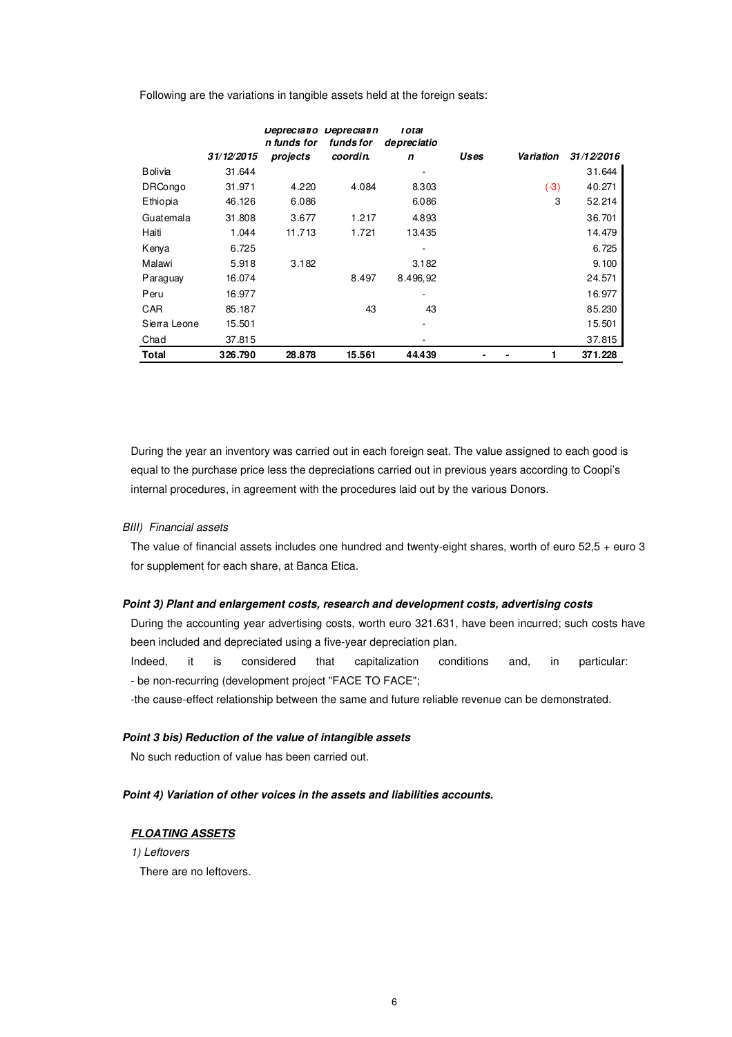Following are the variations in tangible assets held at the foreign seats:

| | 31/12/2015 | Depreciation funds for projects | Depreciatin funds for coordin. | Total depreciation | Uses | Variation | 31/12/2016 |
|---|---|---|---|---|---|---|---|
| Bolivia | 31.644 | | | - | | | 31.644 |
| DRCongo | 31.971 | 4.220 | 4.084 | 8.303 | | (-3) | 40.271 |
| Ethiopia | 46.126 | 6.086 | | 6.086 | | 3 | 52.214 |
| Guatemala | 31.808 | 3.677 | 1.217 | 4.893 | | | 36.701 |
| Haiti | 1.044 | 11.713 | 1.721 | 13.435 | | | 14.479 |
| Kenya | 6.725 | | | - | | | 6.725 |
| Malawi | 5.918 | 3.182 | | 3.182 | | | 9.100 |
| Paraguay | 16.074 | | 8.497 | 8.496,92 | | | 24.571 |
| Peru | 16.977 | | | - | | | 16.977 |
| CAR | 85.187 | | 43 | 43 | | | 85.230 |
| Sierra Leone | 15.501 | | | - | | | 15.501 |
| Chad | 37.815 | | | - | | | 37.815 |
| **Total** | **326.790** | **28.878** | **15.561** | **44.439** | **-** | **- 1** | **371.228** |

During the year an inventory was carried out in each foreign seat. The value assigned to each good is equal to the purchase price less the depreciations carried out in previous years according to Coopi's internal procedures, in agreement with the procedures laid out by the various Donors.

*BIII) Financial assets*

The value of financial assets includes one hundred and twenty-eight shares, worth of euro 52,5 + euro 3 for supplement for each share, at Banca Etica.

***Point 3) Plant and enlargement costs, research and development costs, advertising costs***

During the accounting year advertising costs, worth euro 321.631, have been incurred; such costs have been included and depreciated using a five-year depreciation plan.

Indeed, it is considered that capitalization conditions and, in particular:

- be non-recurring (development project "FACE TO FACE";

-the cause-effect relationship between the same and future reliable revenue can be demonstrated.

***Point 3 bis) Reduction of the value of intangible assets***

No such reduction of value has been carried out.

***Point 4) Variation of other voices in the assets and liabilities accounts.***

***<u>FLOATING ASSETS</u>***

*1) Leftovers*

There are no leftovers.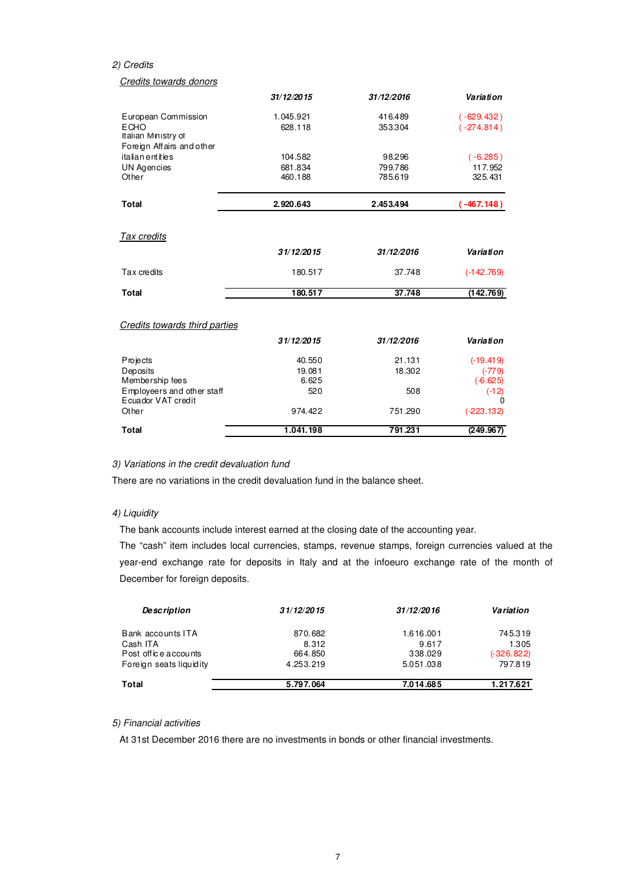*2) Credits*

*Credits towards donors*

| | *31/12/2015* | *31/12/2016* | *Variation* |
|---|---|---|---|
| European Commission | 1.045.921 | 416.489 | ( -629.432 ) |
| ECHO | 628.118 | 353.304 | ( -274.814 ) |
| Italian Ministry of Foreign Affairs and other italian entities | 104.582 | 98.296 | ( -6.285 ) |
| UN Agencies | 681.834 | 799.786 | 117.952 |
| Other | 460.188 | 785.619 | 325.431 |
| **Total** | **2.920.643** | **2.453.494** | **( -467.148 )** |

*Tax credits*

| | *31/12/2015* | *31/12/2016* | *Variation* |
|---|---|---|---|
| Tax credits | 180.517 | 37.748 | (-142.769) |
| **Total** | **180.517** | **37.748** | **(142.769)** |

*Credits towards third parties*

| | *31/12/2015* | *31/12/2016* | *Variation* |
|---|---|---|---|
| Projects | 40.550 | 21.131 | (-19.419) |
| Deposits | 19.081 | 18.302 | (-779) |
| Membership fees | 6.625 | | (-6.625) |
| Employeers and other staff | 520 | 508 | (-12) |
| Ecuador VAT credit | | | 0 |
| Other | 974.422 | 751.290 | (-223.132) |
| **Total** | **1.041.198** | **791.231** | **(249.967)** |

*3) Variations in the credit devaluation fund*

There are no variations in the credit devaluation fund in the balance sheet.

*4) Liquidity*

The bank accounts include interest earned at the closing date of the accounting year.

The "cash" item includes local currencies, stamps, revenue stamps, foreign currencies valued at the year-end exchange rate for deposits in Italy and at the infoeuro exchange rate of the month of December for foreign deposits.

| *Description* | *31/12/2015* | *31/12/2016* | *Variation* |
|---|---|---|---|
| Bank accounts ITA | 870.682 | 1.616.001 | 745.319 |
| Cash ITA | 8.312 | 9.617 | 1.305 |
| Post office accounts | 664.850 | 338.029 | (-326.822) |
| Foreign seats liquidity | 4.253.219 | 5.051.038 | 797.819 |
| **Total** | **5.797.064** | **7.014.685** | **1.217.621** |

*5) Financial activities*

At 31st December 2016 there are no investments in bonds or other financial investments.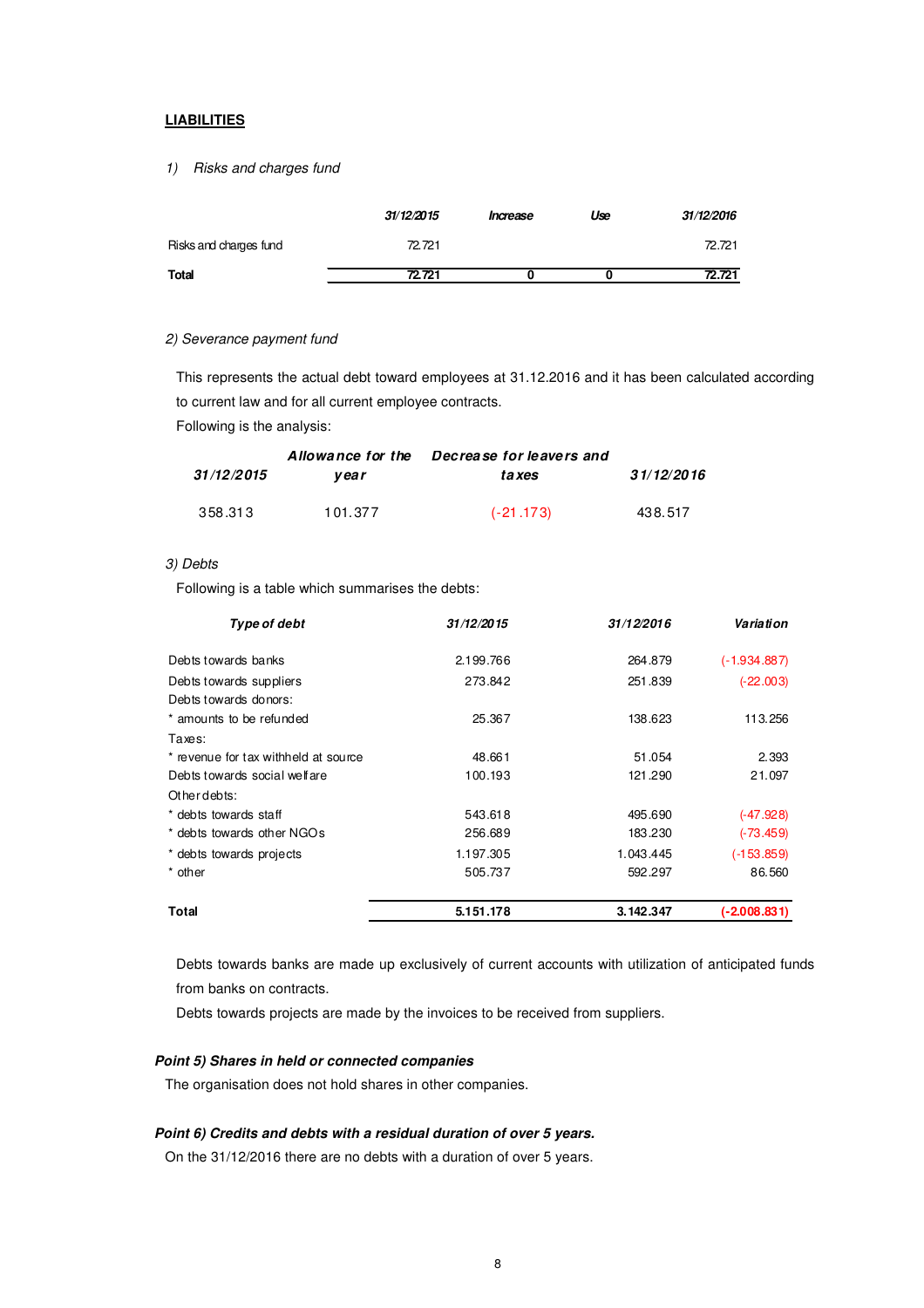## LIABILITIES

*1) Risks and charges fund*

| | 31/12/2015 | Increase | Use | 31/12/2016 |
|---|---|---|---|---|
| Risks and charges fund | 72.721 | | | 72.721 |
| **Total** | **72.721** | **0** | **0** | **72.721** |

*2) Severance payment fund*

This represents the actual debt toward employees at 31.12.2016 and it has been calculated according to current law and for all current employee contracts.

Following is the analysis:

| 31/12/2015 | Allowance for the year | Decrease for leavers and taxes | 31/12/2016 |
|---|---|---|---|
| 358.313 | 101.377 | (-21.173) | 438.517 |

*3) Debts*

Following is a table which summarises the debts:

| Type of debt | 31/12/2015 | 31/12/2016 | Variation |
|---|---|---|---|
| Debts towards banks | 2.199.766 | 264.879 | (-1.934.887) |
| Debts towards suppliers | 273.842 | 251.839 | (-22.003) |
| Debts towards donors: | | | |
| * amounts to be refunded | 25.367 | 138.623 | 113.256 |
| Taxes: | | | |
| * revenue for tax withheld at source | 48.661 | 51.054 | 2.393 |
| Debts towards social welfare | 100.193 | 121.290 | 21.097 |
| Other debts: | | | |
| * debts towards staff | 543.618 | 495.690 | (-47.928) |
| * debts towards other NGOs | 256.689 | 183.230 | (-73.459) |
| * debts towards projects | 1.197.305 | 1.043.445 | (-153.859) |
| * other | 505.737 | 592.297 | 86.560 |
| **Total** | **5.151.178** | **3.142.347** | **(-2.008.831)** |

Debts towards banks are made up exclusively of current accounts with utilization of anticipated funds from banks on contracts.

Debts towards projects are made by the invoices to be received from suppliers.

***Point 5) Shares in held or connected companies***

The organisation does not hold shares in other companies.

***Point 6) Credits and debts with a residual duration of over 5 years.***

On the 31/12/2016 there are no debts with a duration of over 5 years.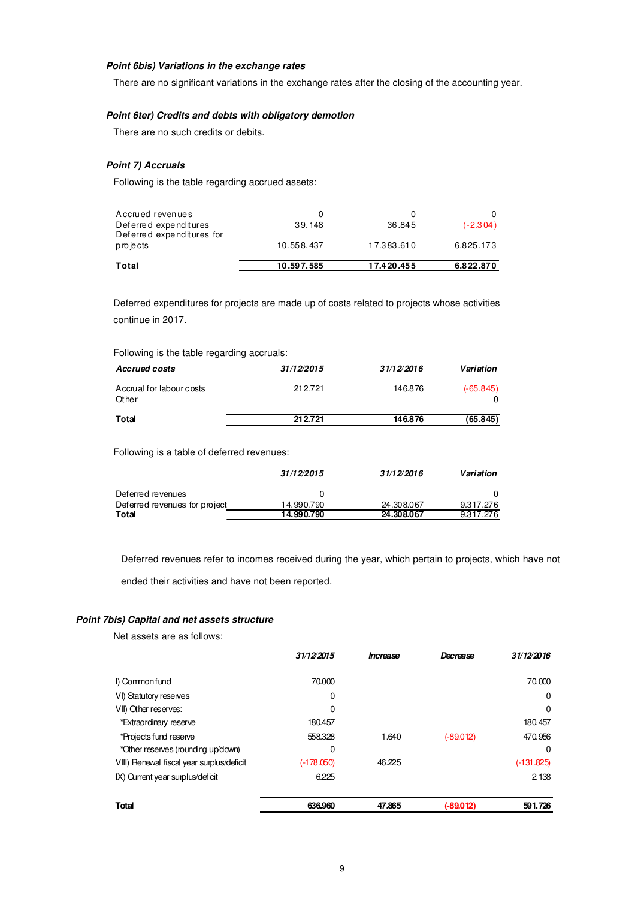#### *Point 6bis) Variations in the exchange rates*

There are no significant variations in the exchange rates after the closing of the accounting year.

#### *Point 6ter) Credits and debts with obligatory demotion*

There are no such credits or debits.

#### *Point 7) Accruals*

Following is the table regarding accrued assets:

| | | | |
|---|---|---|---|
| Accrued revenues | 0 | 0 | 0 |
| Deferred expenditures | 39.148 | 36.845 | (-2.304) |
| Deferred expenditures for projects | 10.558.437 | 17.383.610 | 6.825.173 |
| **Total** | **10.597.585** | **17.420.455** | **6.822.870** |

Deferred expenditures for projects are made up of costs related to projects whose activities continue in 2017.

Following is the table regarding accruals:

| *Accrued costs* | *31/12/2015* | *31/12/2016* | *Variation* |
|---|---|---|---|
| Accrual for labour costs | 212.721 | 146.876 | (-65.845) |
| Other | | | 0 |
| **Total** | **212.721** | **146.876** | **(65.845)** |

Following is a table of deferred revenues:

| | *31/12/2015* | *31/12/2016* | *Variation* |
|---|---|---|---|
| Deferred revenues | 0 | | 0 |
| Deferred revenues for project | 14.990.790 | 24.308.067 | 9.317.276 |
| **Total** | **14.990.790** | **24.308.067** | 9.317.276 |

Deferred revenues refer to incomes received during the year, which pertain to projects, which have not ended their activities and have not been reported.

#### *Point 7bis) Capital and net assets structure*

Net assets are as follows:

| | *31/12/2015* | *Increase* | *Decrease* | *31/12/2016* |
|---|---|---|---|---|
| I) Common fund | 70.000 | | | 70.000 |
| VI) Statutory reserves | 0 | | | 0 |
| VII) Other reserves: | 0 | | | 0 |
| *Extraordinary reserve | 180.457 | | | 180.457 |
| *Projects fund reserve | 558.328 | 1.640 | (-89.012) | 470.956 |
| *Other reserves (rounding up/down) | 0 | | | 0 |
| VIII) Renewal fiscal year surplus/deficit | (-178.050) | 46.225 | | (-131.825) |
| IX) Current year surplus/deficit | 6.225 | | | 2.138 |
| **Total** | **636.960** | **47.865** | **(-89.012)** | **591.726** |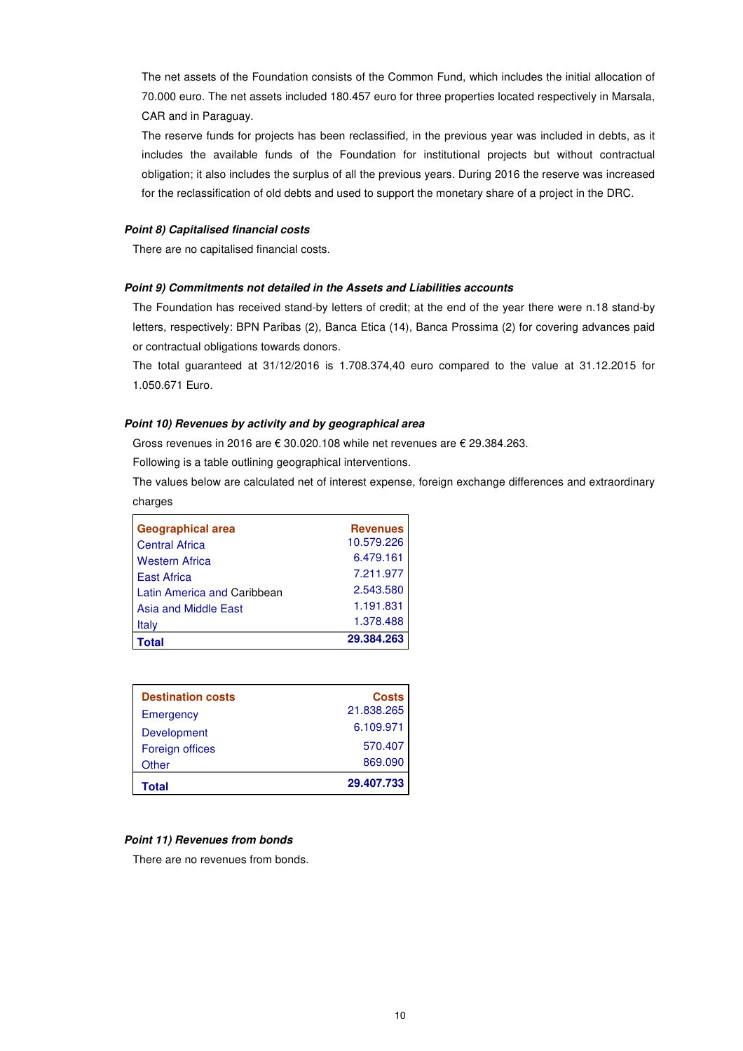The net assets of the Foundation consists of the Common Fund, which includes the initial allocation of 70.000 euro. The net assets included 180.457 euro for three properties located respectively in Marsala, CAR and in Paraguay.

The reserve funds for projects has been reclassified, in the previous year was included in debts, as it includes the available funds of the Foundation for institutional projects but without contractual obligation; it also includes the surplus of all the previous years. During 2016 the reserve was increased for the reclassification of old debts and used to support the monetary share of a project in the DRC.

***Point 8) Capitalised financial costs***

There are no capitalised financial costs.

***Point 9) Commitments not detailed in the Assets and Liabilities accounts***

The Foundation has received stand-by letters of credit; at the end of the year there were n.18 stand-by letters, respectively: BPN Paribas (2), Banca Etica (14), Banca Prossima (2) for covering advances paid or contractual obligations towards donors.

The total guaranteed at 31/12/2016 is 1.708.374,40 euro compared to the value at 31.12.2015 for 1.050.671 Euro.

***Point 10) Revenues by activity and by geographical area***

Gross revenues in 2016 are € 30.020.108 while net revenues are € 29.384.263.

Following is a table outlining geographical interventions.

The values below are calculated net of interest expense, foreign exchange differences and extraordinary charges

| Geographical area | Revenues |
|---|---|
| Central Africa | 10.579.226 |
| Western Africa | 6.479.161 |
| East Africa | 7.211.977 |
| Latin America and Caribbean | 2.543.580 |
| Asia and Middle East | 1.191.831 |
| Italy | 1.378.488 |
| **Total** | **29.384.263** |

| Destination costs | Costs |
|---|---|
| Emergency | 21.838.265 |
| Development | 6.109.971 |
| Foreign offices | 570.407 |
| Other | 869.090 |
| **Total** | **29.407.733** |

***Point 11) Revenues from bonds***

There are no revenues from bonds.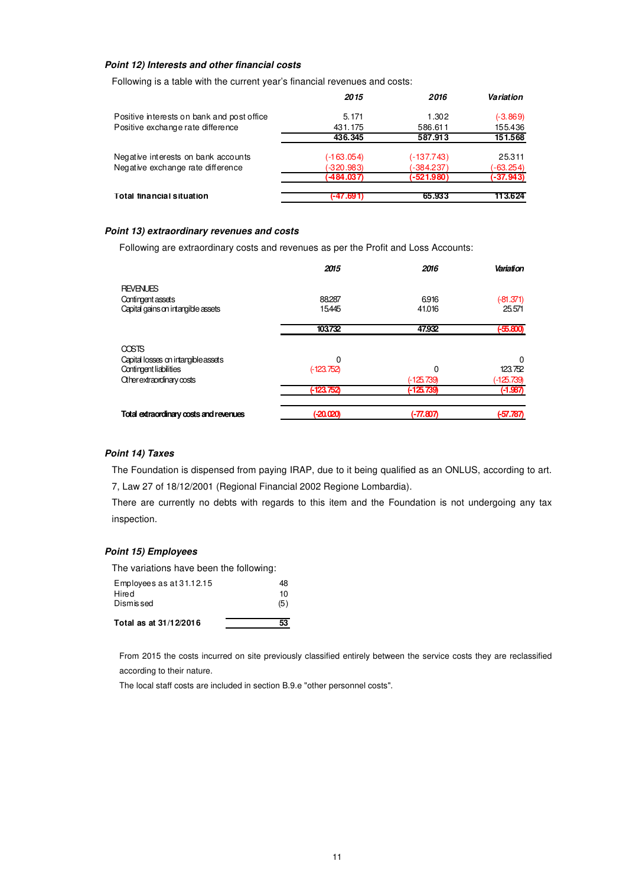### *Point 12) Interests and other financial costs*

Following is a table with the current year's financial revenues and costs:

| | *2015* | *2016* | *Variation* |
|---|---|---|---|
| Positive interests on bank and post office | 5.171 | 1.302 | (-3.869) |
| Positive exchange rate difference | 431.175 | 586.611 | 155.436 |
| | **436.345** | **587.913** | **151.568** |
| Negative interests on bank accounts | (-163.054) | (-137.743) | 25.311 |
| Negative exchange rate difference | (-320.983) | (-384.237) | (-63.254) |
| | **(-484.037)** | **(-521.980)** | **(-37.943)** |
| **Total financial situation** | **(-47.691)** | **65.933** | **113.624** |

### *Point 13) extraordinary revenues and costs*

Following are extraordinary costs and revenues as per the Profit and Loss Accounts:

| | *2015* | *2016* | *Variation* |
|---|---|---|---|
| REVENUES | | | |
| Contingent assets | 88287 | 6916 | (-81.371) |
| Capital gains on intangible assets | 15445 | 41.016 | 25.571 |
| | **103732** | **47.932** | **(-55.800)** |
| COSTS | | | |
| Capital losses on intangible assets | 0 | | 0 |
| Contingent liabilities | (-123.752) | 0 | 123.752 |
| Other extraordinary costs | | (-125.739) | (-125.739) |
| | **(-123.752)** | **(-125.739)** | **(-1.987)** |
| **Total extraordinary costs and revenues** | **(-20.020)** | **(-77.807)** | **(-57.787)** |

### *Point 14) Taxes*

The Foundation is dispensed from paying IRAP, due to it being qualified as an ONLUS, according to art. 7, Law 27 of 18/12/2001 (Regional Financial 2002 Regione Lombardia).

There are currently no debts with regards to this item and the Foundation is not undergoing any tax inspection.

### *Point 15) Employees*

The variations have been the following:

| | |
|---|---|
| Employees as at 31.12.15 | 48 |
| Hired | 10 |
| Dismissed | (5) |
| **Total as at 31/12/2016** | **53** |

From 2015 the costs incurred on site previously classified entirely between the service costs they are reclassified according to their nature.

The local staff costs are included in section B.9.e "other personnel costs".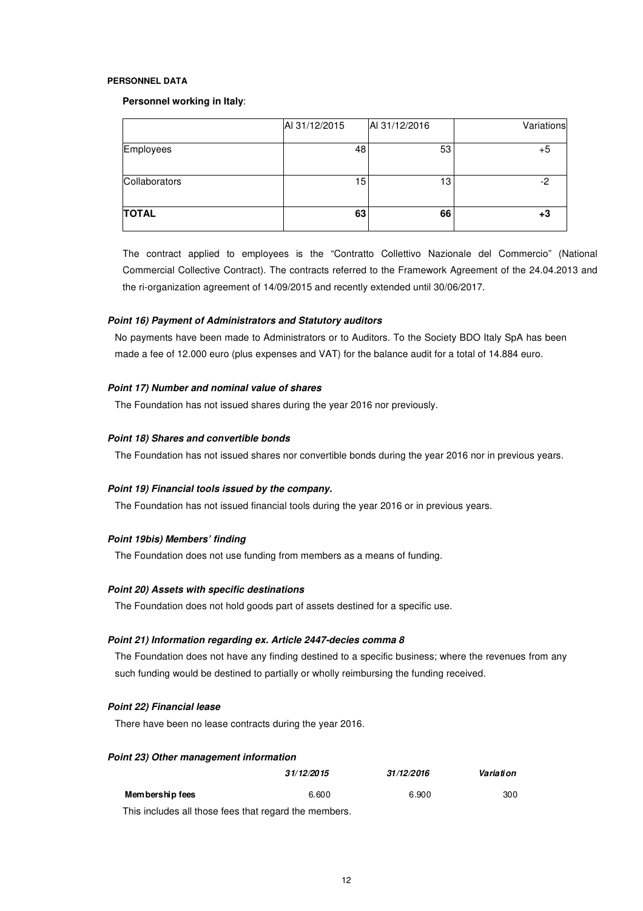**PERSONNEL DATA**

**Personnel working in Italy**:

| | Al 31/12/2015 | Al 31/12/2016 | Variations |
|---|---|---|---|
| Employees | 48 | 53 | +5 |
| Collaborators | 15 | 13 | -2 |
| **TOTAL** | **63** | **66** | **+3** |

The contract applied to employees is the "Contratto Collettivo Nazionale del Commercio" (National Commercial Collective Contract). The contracts referred to the Framework Agreement of the 24.04.2013 and the ri-organization agreement of 14/09/2015 and recently extended until 30/06/2017.

***Point 16) Payment of Administrators and Statutory auditors***

No payments have been made to Administrators or to Auditors. To the Society BDO Italy SpA has been made a fee of 12.000 euro (plus expenses and VAT) for the balance audit for a total of 14.884 euro.

***Point 17) Number and nominal value of shares***

The Foundation has not issued shares during the year 2016 nor previously.

***Point 18) Shares and convertible bonds***

The Foundation has not issued shares nor convertible bonds during the year 2016 nor in previous years.

***Point 19) Financial tools issued by the company.***

The Foundation has not issued financial tools during the year 2016 or in previous years.

***Point 19bis) Members' finding***

The Foundation does not use funding from members as a means of funding.

***Point 20) Assets with specific destinations***

The Foundation does not hold goods part of assets destined for a specific use.

***Point 21) Information regarding ex. Article 2447-decies comma 8***

The Foundation does not have any finding destined to a specific business; where the revenues from any such funding would be destined to partially or wholly reimbursing the funding received.

***Point 22) Financial lease***

There have been no lease contracts during the year 2016.

***Point 23) Other management information***

| | ***31/12/2015*** | ***31/12/2016*** | ***Variation*** |
|---|---|---|---|
| **Membership fees** | 6.600 | 6.900 | 300 |

This includes all those fees that regard the members.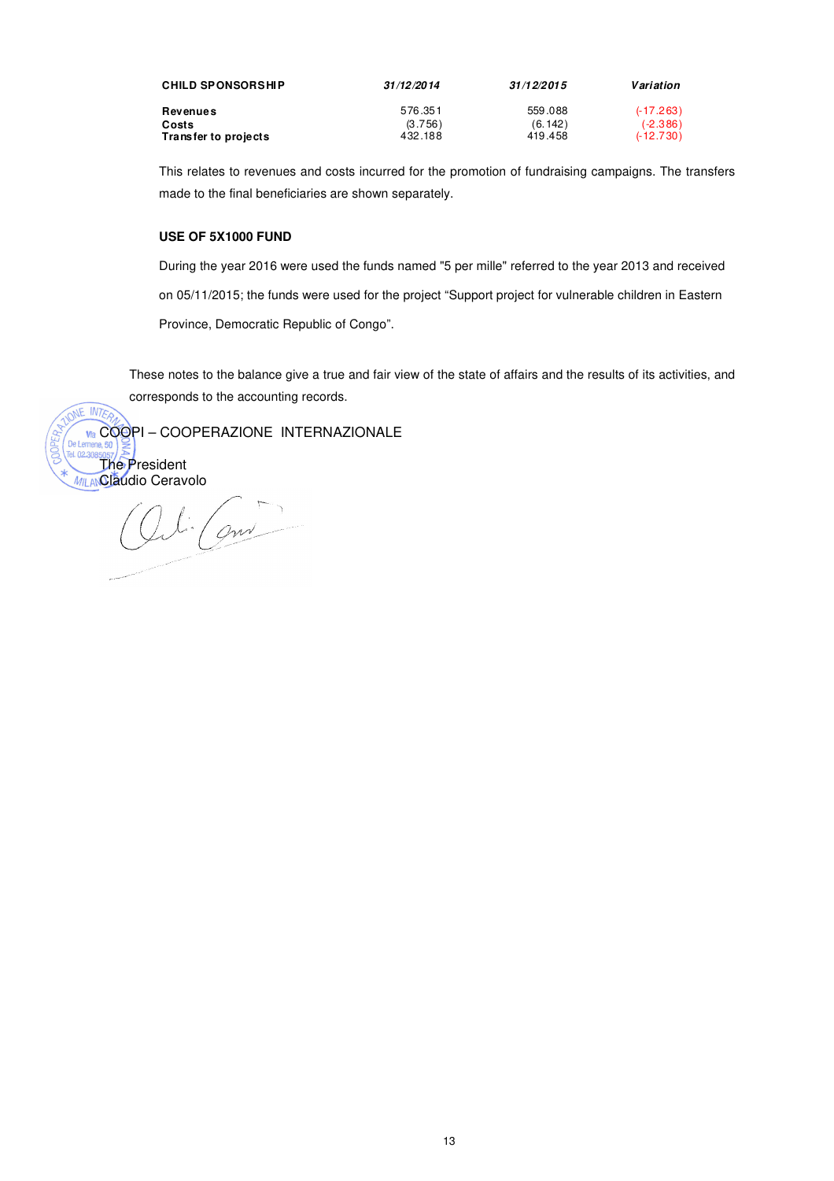| CHILD SPONSORSHIP | 31/12/2014 | 31/12/2015 | Variation |
|---|---|---|---|
| Revenues | 576.351 | 559.088 | (-17.263) |
| Costs | (3.756) | (6.142) | (-2.386) |
| Transfer to projects | 432.188 | 419.458 | (-12.730) |

This relates to revenues and costs incurred for the promotion of fundraising campaigns. The transfers made to the final beneficiaries are shown separately.

**USE OF 5X1000 FUND**

During the year 2016 were used the funds named "5 per mille" referred to the year 2013 and received on 05/11/2015; the funds were used for the project "Support project for vulnerable children in Eastern Province, Democratic Republic of Congo".

These notes to the balance give a true and fair view of the state of affairs and the results of its activities, and corresponds to the accounting records.

COOPI – COOPERAZIONE INTERNAZIONALE

The President
Claudio Ceravolo